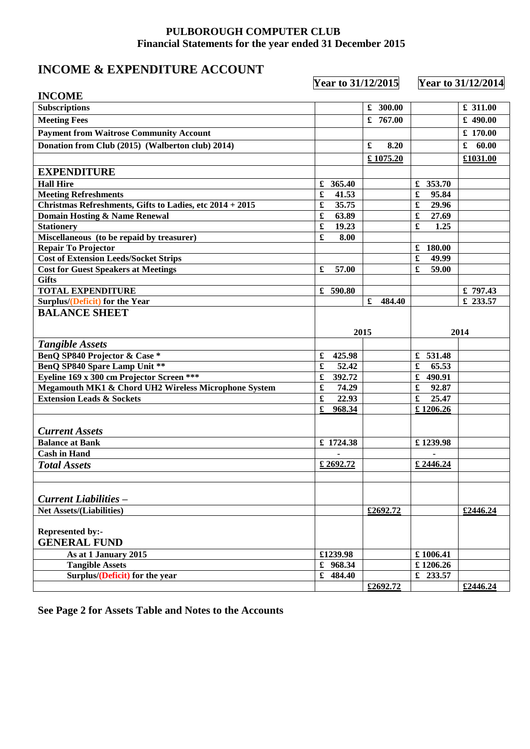# PULBOROUGH COMPUTER CLUB
## Financial Statements for the year ended 31 December 2015

## INCOME & EXPENDITURE ACCOUNT

| | Year to 31/12/2015 | | Year to 31/12/2014 | |
|---|---|---|---|---|
| **INCOME** | | | | |
| **Subscriptions** | | £ 300.00 | | £ 311.00 |
| **Meeting Fees** | | £ 767.00 | | £ 490.00 |
| **Payment from Waitrose Community Account** | | | | £ 170.00 |
| **Donation from Club (2015) (Walberton club) 2014)** | | £ 8.20 | | £ 60.00 |
| | | £ 1075.20 | | £1031.00 |
| **EXPENDITURE** | | | | |
| **Hall Hire** | £ 365.40 | | £ 353.70 | |
| **Meeting Refreshments** | £ 41.53 | | £ 95.84 | |
| **Christmas Refreshments, Gifts to Ladies, etc 2014 + 2015** | £ 35.75 | | £ 29.96 | |
| **Domain Hosting & Name Renewal** | £ 63.89 | | £ 27.69 | |
| **Stationery** | £ 19.23 | | £ 1.25 | |
| **Miscellaneous (to be repaid by treasurer)** | £ 8.00 | | | |
| **Repair To Projector** | | | £ 180.00 | |
| **Cost of Extension Leeds/Socket Strips** | | | £ 49.99 | |
| **Cost for Guest Speakers at Meetings** | £ 57.00 | | £ 59.00 | |
| **Gifts** | | | | |
| **TOTAL EXPENDITURE** | £ 590.80 | | | £ 797.43 |
| **Surplus/(Deficit) for the Year** | | £ 484.40 | | £ 233.57 |

## BALANCE SHEET

| | 2015 | | 2014 | |
|---|---|---|---|---|
| ***Tangible Assets*** | | | | |
| **BenQ SP840 Projector & Case *** | £ 425.98 | | £ 531.48 | |
| **BenQ SP840 Spare Lamp Unit **** | £ 52.42 | | £ 65.53 | |
| **Eyeline 169 x 300 cm Projector Screen ***** | £ 392.72 | | £ 490.91 | |
| **Megamouth MK1 & Chord UH2 Wireless Microphone System** | £ 74.29 | | £ 92.87 | |
| **Extension Leads & Sockets** | £ 22.93 | | £ 25.47 | |
| | £ 968.34 | | £ 1206.26 | |
| ***Current Assets*** | | | | |
| **Balance at Bank** | £ 1724.38 | | £ 1239.98 | |
| **Cash in Hand** | - | | - | |
| ***Total Assets*** | £ 2692.72 | | £ 2446.24 | |
| | | | | |
| ***Current Liabilities –*** | | | | |
| **Net Assets/(Liabilities)** | | £2692.72 | | £2446.24 |
| **Represented by:-** | | | | |
| **GENERAL FUND** | | | | |
| **As at 1 January 2015** | £1239.98 | | £ 1006.41 | |
| **Tangible Assets** | £ 968.34 | | £ 1206.26 | |
| **Surplus/(Deficit) for the year** | £ 484.40 | | £ 233.57 | |
| | | £2692.72 | | £2446.24 |

**See Page 2 for Assets Table and Notes to the Accounts**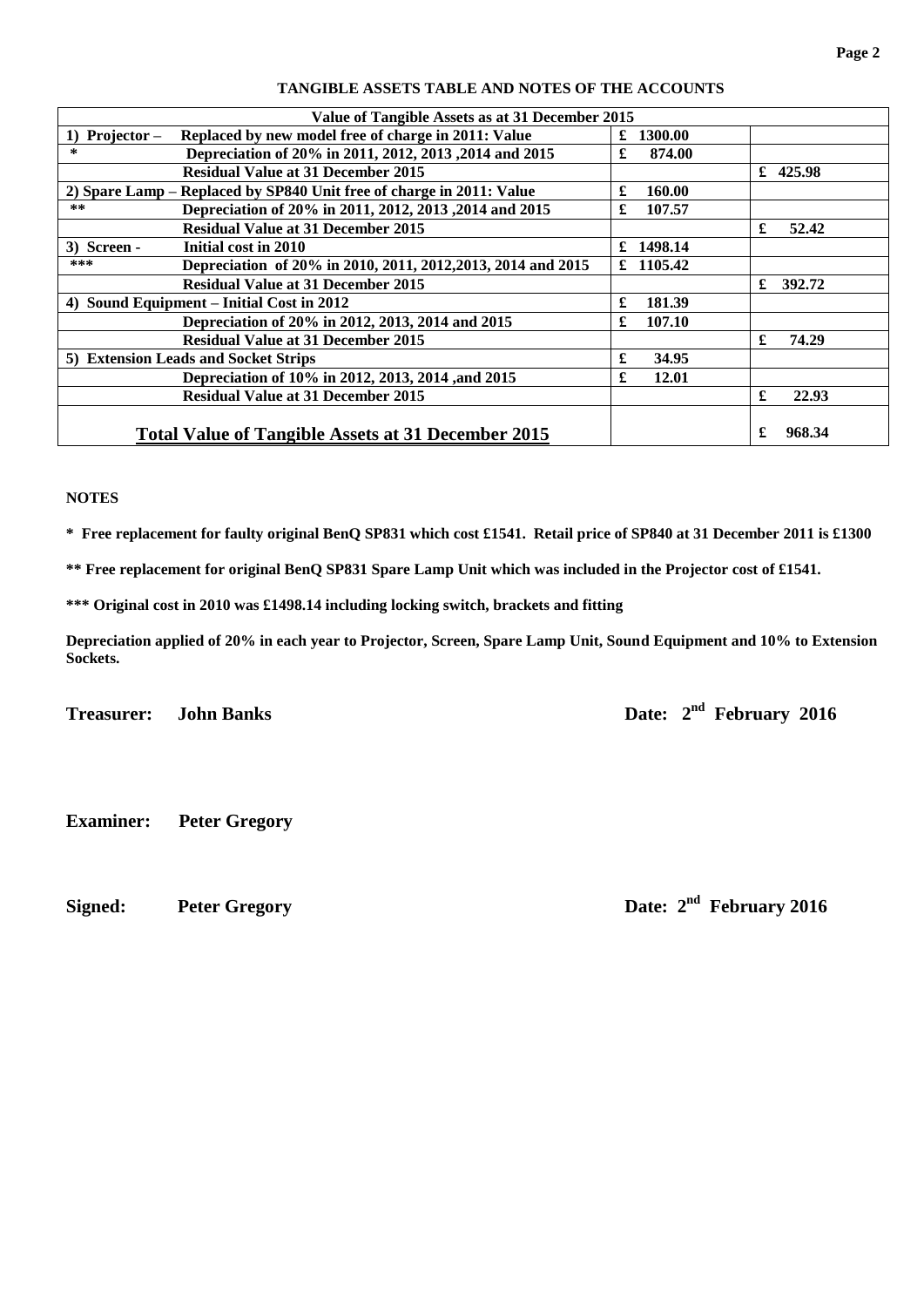### TANGIBLE ASSETS TABLE AND NOTES OF THE ACCOUNTS

| Value of Tangible Assets as at 31 December 2015 | | |
|---|---|---|
| 1) Projector – Replaced by new model free of charge in 2011: Value | £ 1300.00 | |
| * Depreciation of 20% in 2011, 2012, 2013 ,2014 and 2015 | £ 874.00 | |
| Residual Value at 31 December 2015 | | £ 425.98 |
| 2) Spare Lamp – Replaced by SP840 Unit free of charge in 2011: Value | £ 160.00 | |
| ** Depreciation of 20% in 2011, 2012, 2013 ,2014 and 2015 | £ 107.57 | |
| Residual Value at 31 December 2015 | | £ 52.42 |
| 3) Screen - Initial cost in 2010 | £ 1498.14 | |
| *** Depreciation of 20% in 2010, 2011, 2012,2013, 2014 and 2015 | £ 1105.42 | |
| Residual Value at 31 December 2015 | | £ 392.72 |
| 4) Sound Equipment – Initial Cost in 2012 | £ 181.39 | |
| Depreciation of 20% in 2012, 2013, 2014 and 2015 | £ 107.10 | |
| Residual Value at 31 December 2015 | | £ 74.29 |
| 5) Extension Leads and Socket Strips | £ 34.95 | |
| Depreciation of 10% in 2012, 2013, 2014 ,and 2015 | £ 12.01 | |
| Residual Value at 31 December 2015 | | £ 22.93 |
| **Total Value of Tangible Assets at 31 December 2015** | | £ 968.34 |

**NOTES**

**\* Free replacement for faulty original BenQ SP831 which cost £1541. Retail price of SP840 at 31 December 2011 is £1300**

**\*\* Free replacement for original BenQ SP831 Spare Lamp Unit which was included in the Projector cost of £1541.**

**\*\*\* Original cost in 2010 was £1498.14 including locking switch, brackets and fitting**

**Depreciation applied of 20% in each year to Projector, Screen, Spare Lamp Unit, Sound Equipment and 10% to Extension Sockets.**

**Treasurer: John Banks** **Date: 2nd February 2016**

**Examiner: Peter Gregory**

**Signed: Peter Gregory** **Date: 2nd February 2016**